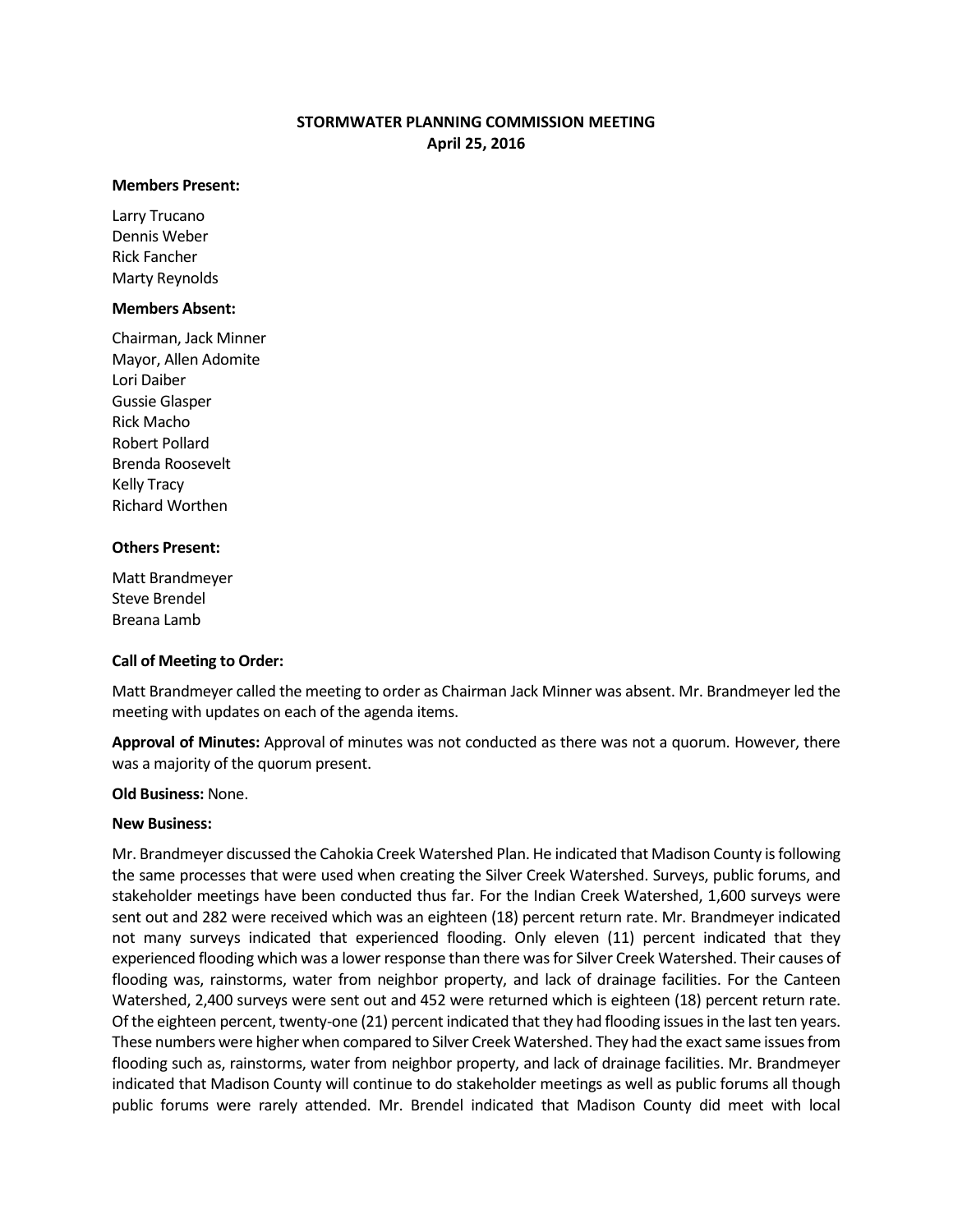# STORMWATER PLANNING COMMISSION MEETING
## April 25, 2016

**Members Present:**

Larry Trucano
Dennis Weber
Rick Fancher
Marty Reynolds

**Members Absent:**

Chairman, Jack Minner
Mayor, Allen Adomite
Lori Daiber
Gussie Glasper
Rick Macho
Robert Pollard
Brenda Roosevelt
Kelly Tracy
Richard Worthen

**Others Present:**

Matt Brandmeyer
Steve Brendel
Breana Lamb

**Call of Meeting to Order:**

Matt Brandmeyer called the meeting to order as Chairman Jack Minner was absent. Mr. Brandmeyer led the meeting with updates on each of the agenda items.

**Approval of Minutes:** Approval of minutes was not conducted as there was not a quorum. However, there was a majority of the quorum present.

**Old Business:** None.

**New Business:**

Mr. Brandmeyer discussed the Cahokia Creek Watershed Plan. He indicated that Madison County is following the same processes that were used when creating the Silver Creek Watershed. Surveys, public forums, and stakeholder meetings have been conducted thus far. For the Indian Creek Watershed, 1,600 surveys were sent out and 282 were received which was an eighteen (18) percent return rate. Mr. Brandmeyer indicated not many surveys indicated that experienced flooding. Only eleven (11) percent indicated that they experienced flooding which was a lower response than there was for Silver Creek Watershed. Their causes of flooding was, rainstorms, water from neighbor property, and lack of drainage facilities. For the Canteen Watershed, 2,400 surveys were sent out and 452 were returned which is eighteen (18) percent return rate. Of the eighteen percent, twenty-one (21) percent indicated that they had flooding issues in the last ten years. These numbers were higher when compared to Silver Creek Watershed. They had the exact same issues from flooding such as, rainstorms, water from neighbor property, and lack of drainage facilities. Mr. Brandmeyer indicated that Madison County will continue to do stakeholder meetings as well as public forums all though public forums were rarely attended. Mr. Brendel indicated that Madison County did meet with local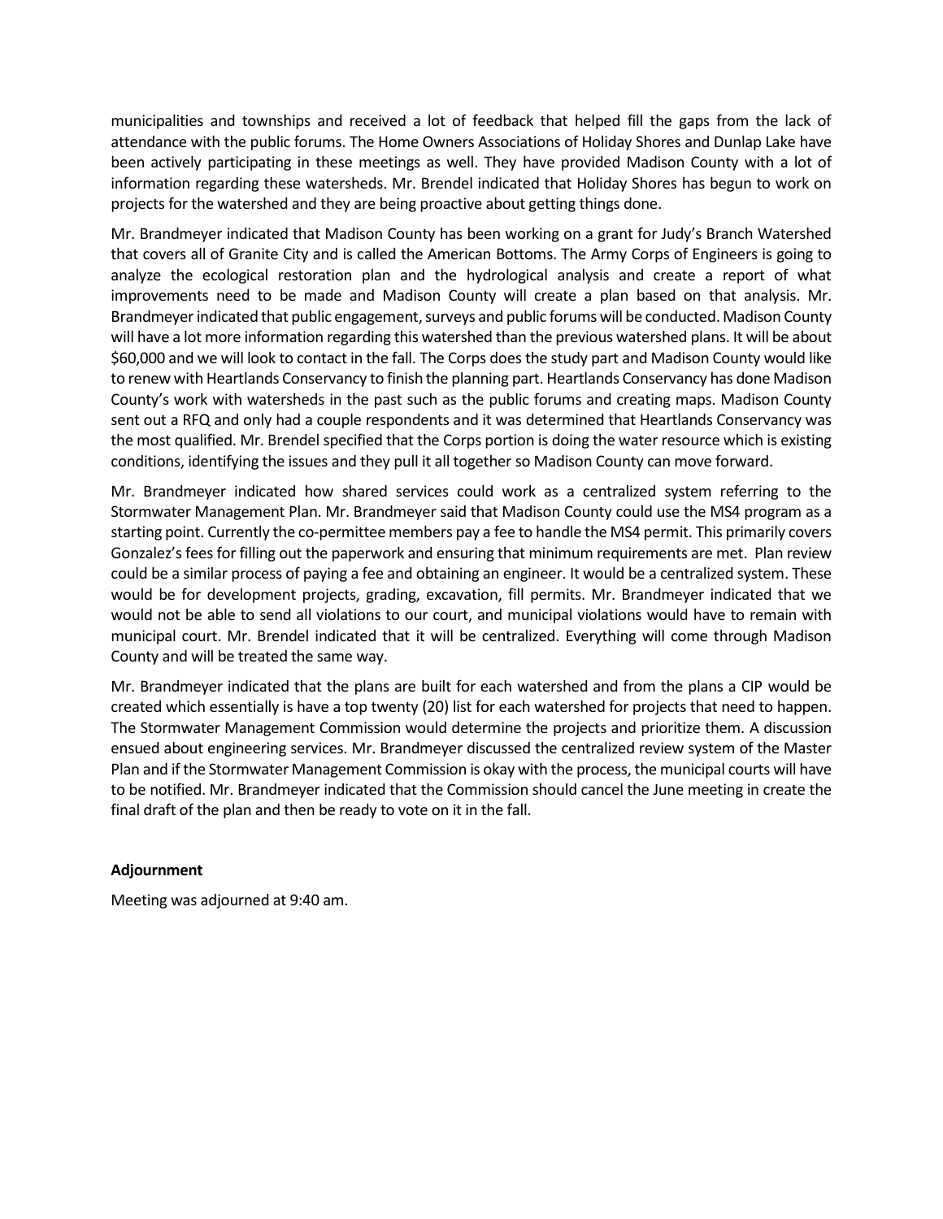municipalities and townships and received a lot of feedback that helped fill the gaps from the lack of attendance with the public forums. The Home Owners Associations of Holiday Shores and Dunlap Lake have been actively participating in these meetings as well. They have provided Madison County with a lot of information regarding these watersheds. Mr. Brendel indicated that Holiday Shores has begun to work on projects for the watershed and they are being proactive about getting things done.

Mr. Brandmeyer indicated that Madison County has been working on a grant for Judy's Branch Watershed that covers all of Granite City and is called the American Bottoms. The Army Corps of Engineers is going to analyze the ecological restoration plan and the hydrological analysis and create a report of what improvements need to be made and Madison County will create a plan based on that analysis. Mr. Brandmeyer indicated that public engagement, surveys and public forums will be conducted. Madison County will have a lot more information regarding this watershed than the previous watershed plans. It will be about $60,000 and we will look to contact in the fall. The Corps does the study part and Madison County would like to renew with Heartlands Conservancy to finish the planning part. Heartlands Conservancy has done Madison County's work with watersheds in the past such as the public forums and creating maps. Madison County sent out a RFQ and only had a couple respondents and it was determined that Heartlands Conservancy was the most qualified. Mr. Brendel specified that the Corps portion is doing the water resource which is existing conditions, identifying the issues and they pull it all together so Madison County can move forward.

Mr. Brandmeyer indicated how shared services could work as a centralized system referring to the Stormwater Management Plan. Mr. Brandmeyer said that Madison County could use the MS4 program as a starting point. Currently the co-permittee members pay a fee to handle the MS4 permit. This primarily covers Gonzalez's fees for filling out the paperwork and ensuring that minimum requirements are met. Plan review could be a similar process of paying a fee and obtaining an engineer. It would be a centralized system. These would be for development projects, grading, excavation, fill permits. Mr. Brandmeyer indicated that we would not be able to send all violations to our court, and municipal violations would have to remain with municipal court. Mr. Brendel indicated that it will be centralized. Everything will come through Madison County and will be treated the same way.

Mr. Brandmeyer indicated that the plans are built for each watershed and from the plans a CIP would be created which essentially is have a top twenty (20) list for each watershed for projects that need to happen. The Stormwater Management Commission would determine the projects and prioritize them. A discussion ensued about engineering services. Mr. Brandmeyer discussed the centralized review system of the Master Plan and if the Stormwater Management Commission is okay with the process, the municipal courts will have to be notified. Mr. Brandmeyer indicated that the Commission should cancel the June meeting in create the final draft of the plan and then be ready to vote on it in the fall.

**Adjournment**

Meeting was adjourned at 9:40 am.